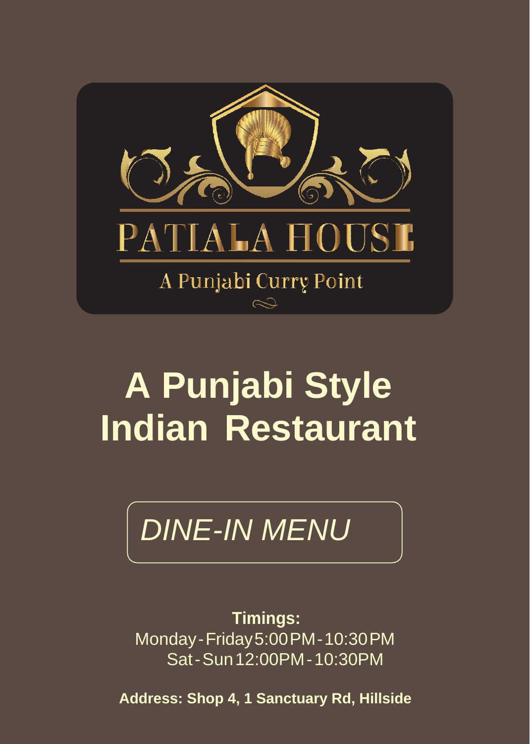# PATIALA HOUSE

A Punjabi Curry Point

# A Punjabi Style Indian Restaurant

## *DINE-IN MENU*

**Timings:**

Monday - Friday 5:00 PM - 10:30 PM

Sat - Sun 12:00PM - 10:30PM

**Address: Shop 4, 1 Sanctuary Rd, Hillside**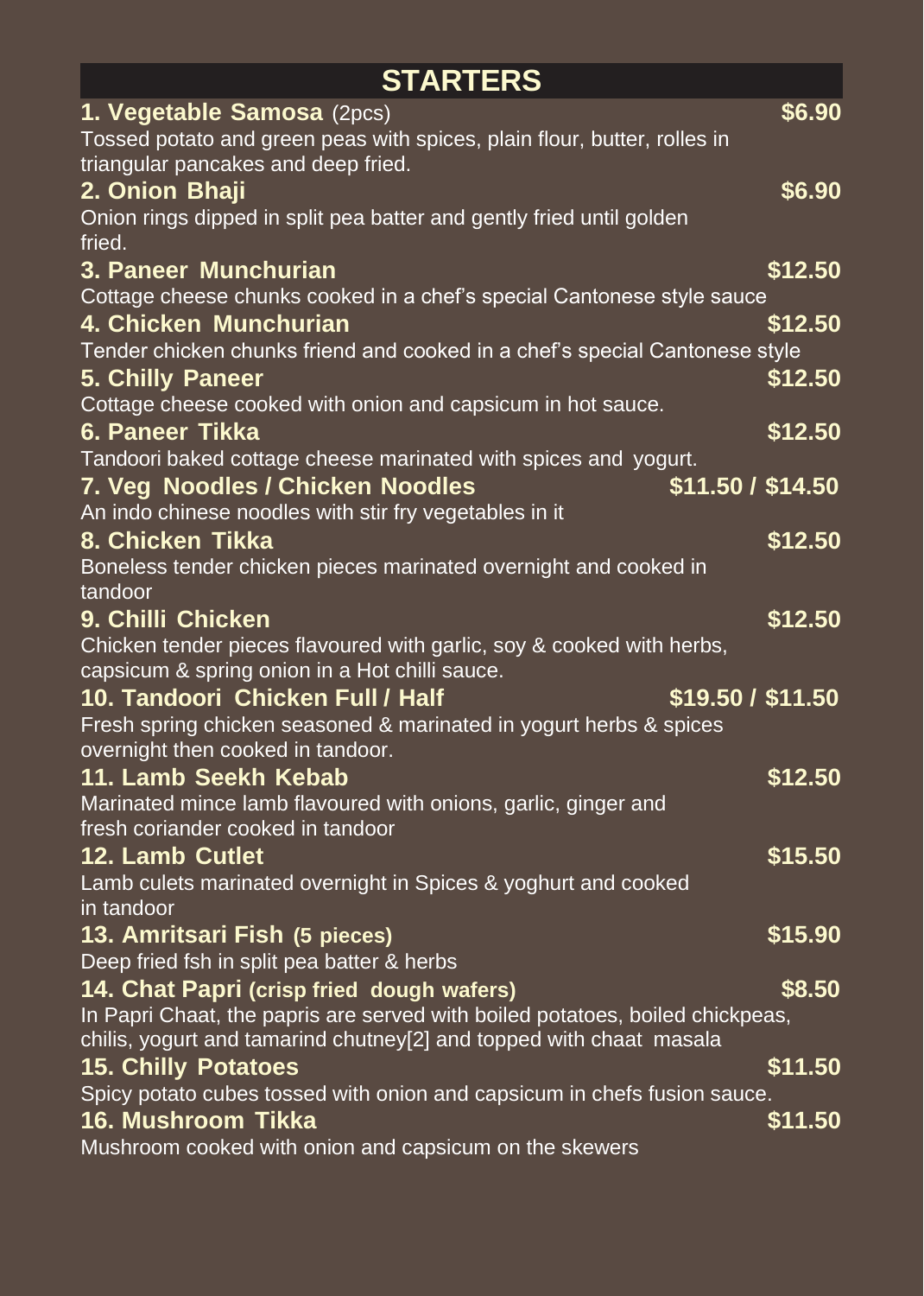# STARTERS

**1. Vegetable Samosa** (2pcs) — **$6.90**
Tossed potato and green peas with spices, plain flour, butter, rolles in triangular pancakes and deep fried.

**2. Onion Bhaji** — **$6.90**
Onion rings dipped in split pea batter and gently fried until golden fried.

**3. Paneer Munchurian** — **$12.50**
Cottage cheese chunks cooked in a chef's special Cantonese style sauce

**4. Chicken Munchurian** — **$12.50**
Tender chicken chunks friend and cooked in a chef's special Cantonese style

**5. Chilly Paneer** — **$12.50**
Cottage cheese cooked with onion and capsicum in hot sauce.

**6. Paneer Tikka** — **$12.50**
Tandoori baked cottage cheese marinated with spices and yogurt.

**7. Veg Noodles / Chicken Noodles** — **$11.50 / $14.50**
An indo chinese noodles with stir fry vegetables in it

**8. Chicken Tikka** — **$12.50**
Boneless tender chicken pieces marinated overnight and cooked in tandoor

**9. Chilli Chicken** — **$12.50**
Chicken tender pieces flavoured with garlic, soy & cooked with herbs, capsicum & spring onion in a Hot chilli sauce.

**10. Tandoori Chicken Full / Half** — **$19.50 / $11.50**
Fresh spring chicken seasoned & marinated in yogurt herbs & spices overnight then cooked in tandoor.

**11. Lamb Seekh Kebab** — **$12.50**
Marinated mince lamb flavoured with onions, garlic, ginger and fresh coriander cooked in tandoor

**12. Lamb Cutlet** — **$15.50**
Lamb culets marinated overnight in Spices & yoghurt and cooked in tandoor

**13. Amritsari Fish (5 pieces)** — **$15.90**
Deep fried fsh in split pea batter & herbs

**14. Chat Papri (crisp fried dough wafers)** — **$8.50**
In Papri Chaat, the papris are served with boiled potatoes, boiled chickpeas, chilis, yogurt and tamarind chutney[2] and topped with chaat masala

**15. Chilly Potatoes** — **$11.50**
Spicy potato cubes tossed with onion and capsicum in chefs fusion sauce.

**16. Mushroom Tikka** — **$11.50**
Mushroom cooked with onion and capsicum on the skewers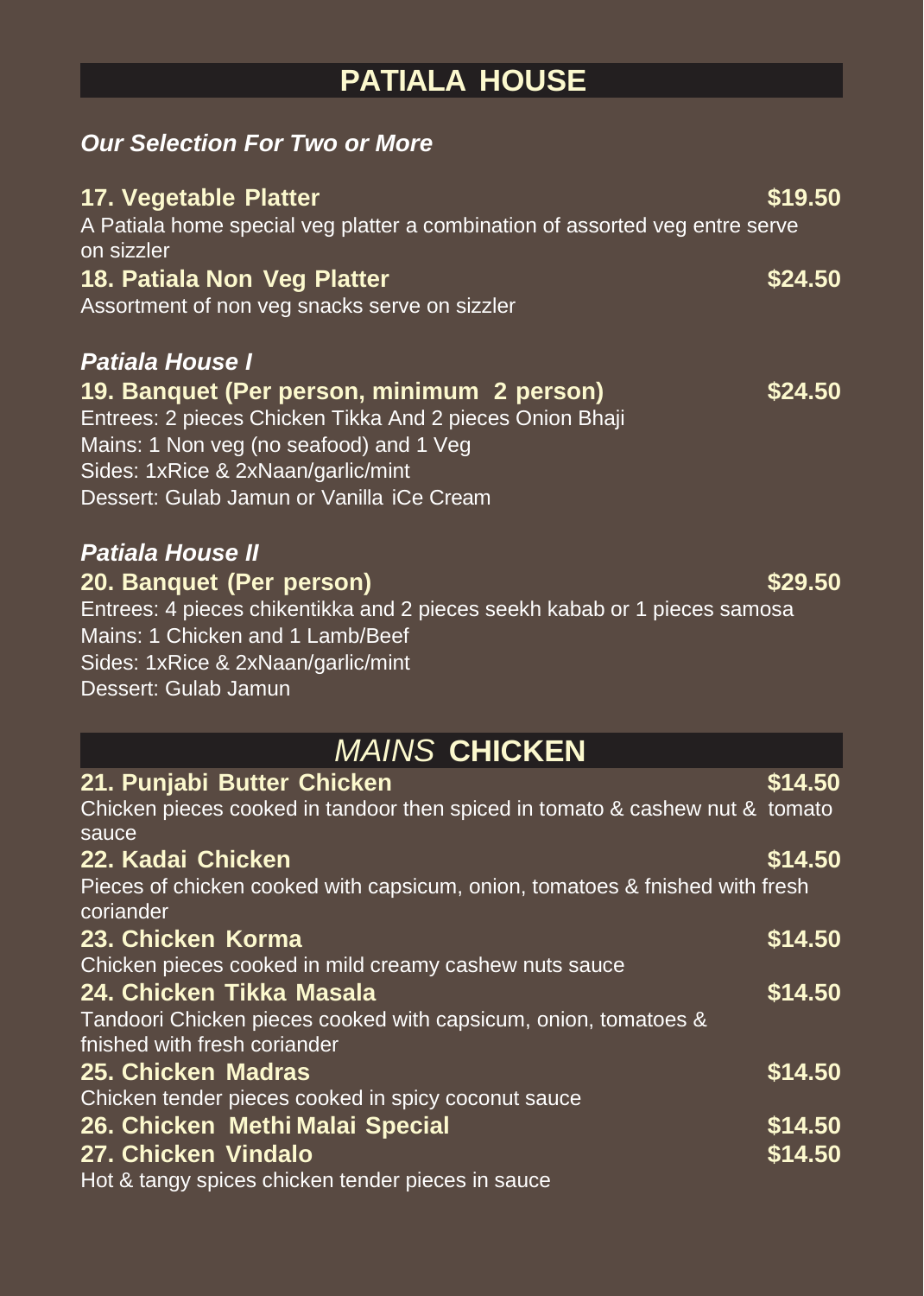# PATIALA HOUSE

***Our Selection For Two or More***

**17. Vegetable Platter** **$19.50**
A Patiala home special veg platter a combination of assorted veg entre serve on sizzler

**18. Patiala Non Veg Platter** **$24.50**
Assortment of non veg snacks serve on sizzler

***Patiala House I***

**19. Banquet (Per person, minimum 2 person)** **$24.50**
Entrees: 2 pieces Chicken Tikka And 2 pieces Onion Bhaji
Mains: 1 Non veg (no seafood) and 1 Veg
Sides: 1xRice & 2xNaan/garlic/mint
Dessert: Gulab Jamun or Vanilla iCe Cream

***Patiala House II***

**20. Banquet (Per person)** **$29.50**
Entrees: 4 pieces chikentikka and 2 pieces seekh kabab or 1 pieces samosa
Mains: 1 Chicken and 1 Lamb/Beef
Sides: 1xRice & 2xNaan/garlic/mint
Dessert: Gulab Jamun

# *MAINS* CHICKEN

**21. Punjabi Butter Chicken** **$14.50**
Chicken pieces cooked in tandoor then spiced in tomato & cashew nut & tomato sauce

**22. Kadai Chicken** **$14.50**
Pieces of chicken cooked with capsicum, onion, tomatoes & fnished with fresh coriander

**23. Chicken Korma** **$14.50**
Chicken pieces cooked in mild creamy cashew nuts sauce

**24. Chicken Tikka Masala** **$14.50**
Tandoori Chicken pieces cooked with capsicum, onion, tomatoes & fnished with fresh coriander

**25. Chicken Madras** **$14.50**
Chicken tender pieces cooked in spicy coconut sauce

**26. Chicken Methi Malai Special** **$14.50**

**27. Chicken Vindalo** **$14.50**
Hot & tangy spices chicken tender pieces in sauce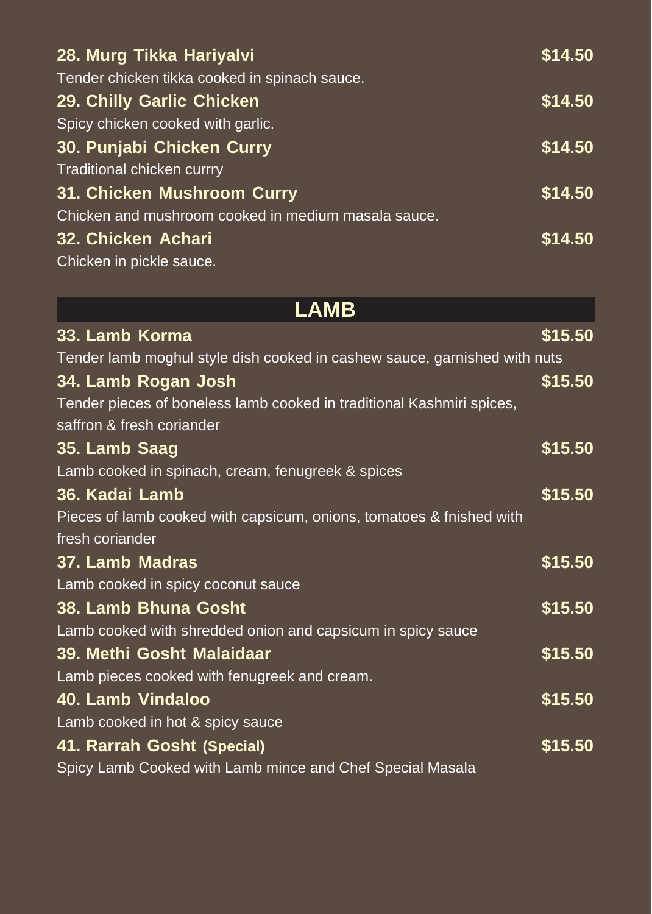**28. Murg Tikka Hariyalvi** **$14.50**

Tender chicken tikka cooked in spinach sauce.

**29. Chilly Garlic Chicken** **$14.50**

Spicy chicken cooked with garlic.

**30. Punjabi Chicken Curry** **$14.50**

Traditional chicken currry

**31. Chicken Mushroom Curry** **$14.50**

Chicken and mushroom cooked in medium masala sauce.

**32. Chicken Achari** **$14.50**

Chicken in pickle sauce.

## LAMB

**33. Lamb Korma** **$15.50**

Tender lamb moghul style dish cooked in cashew sauce, garnished with nuts

**34. Lamb Rogan Josh** **$15.50**

Tender pieces of boneless lamb cooked in traditional Kashmiri spices, saffron & fresh coriander

**35. Lamb Saag** **$15.50**

Lamb cooked in spinach, cream, fenugreek & spices

**36. Kadai Lamb** **$15.50**

Pieces of lamb cooked with capsicum, onions, tomatoes & fnished with fresh coriander

**37. Lamb Madras** **$15.50**

Lamb cooked in spicy coconut sauce

**38. Lamb Bhuna Gosht** **$15.50**

Lamb cooked with shredded onion and capsicum in spicy sauce

**39. Methi Gosht Malaidaar** **$15.50**

Lamb pieces cooked with fenugreek and cream.

**40. Lamb Vindaloo** **$15.50**

Lamb cooked in hot & spicy sauce

**41. Rarrah Gosht (Special)** **$15.50**

Spicy Lamb Cooked with Lamb mince and Chef Special Masala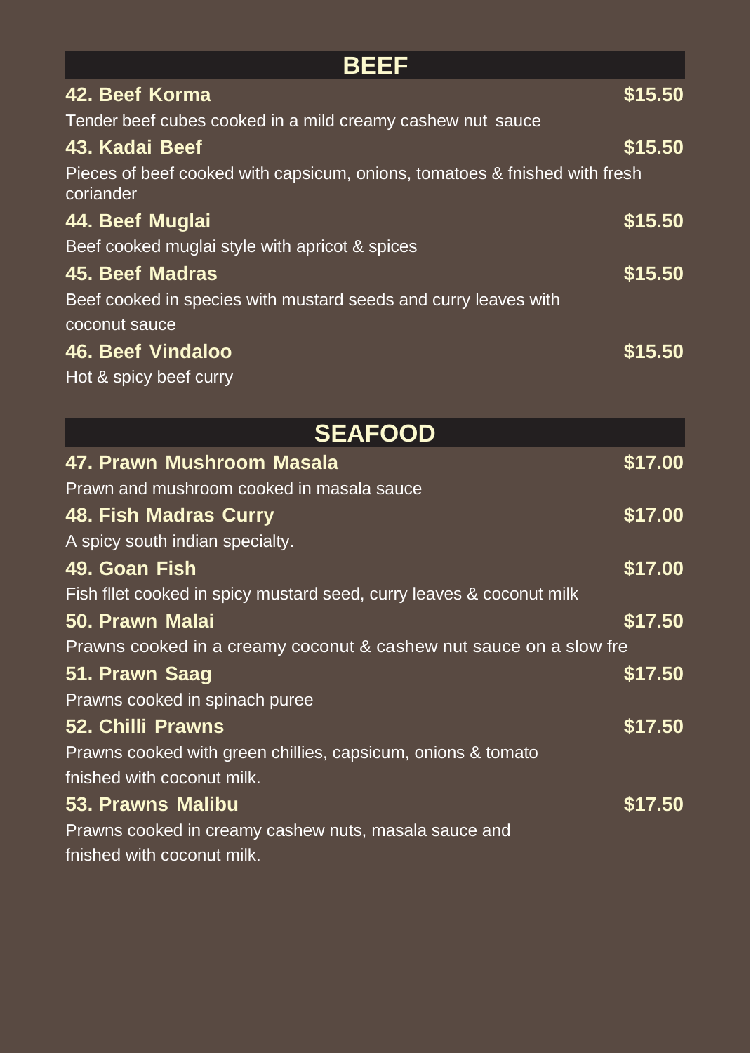## BEEF

**42. Beef Korma** **$15.50**

Tender beef cubes cooked in a mild creamy cashew nut sauce

**43. Kadai Beef** **$15.50**

Pieces of beef cooked with capsicum, onions, tomatoes & fnished with fresh coriander

**44. Beef Muglai** **$15.50**

Beef cooked muglai style with apricot & spices

**45. Beef Madras** **$15.50**

Beef cooked in species with mustard seeds and curry leaves with coconut sauce

**46. Beef Vindaloo** **$15.50**

Hot & spicy beef curry

## SEAFOOD

**47. Prawn Mushroom Masala** **$17.00**

Prawn and mushroom cooked in masala sauce

**48. Fish Madras Curry** **$17.00**

A spicy south indian specialty.

**49. Goan Fish** **$17.00**

Fish fllet cooked in spicy mustard seed, curry leaves & coconut milk

**50. Prawn Malai** **$17.50**

Prawns cooked in a creamy coconut & cashew nut sauce on a slow fre

**51. Prawn Saag** **$17.50**

Prawns cooked in spinach puree

**52. Chilli Prawns** **$17.50**

Prawns cooked with green chillies, capsicum, onions & tomato fnished with coconut milk.

**53. Prawns Malibu** **$17.50**

Prawns cooked in creamy cashew nuts, masala sauce and fnished with coconut milk.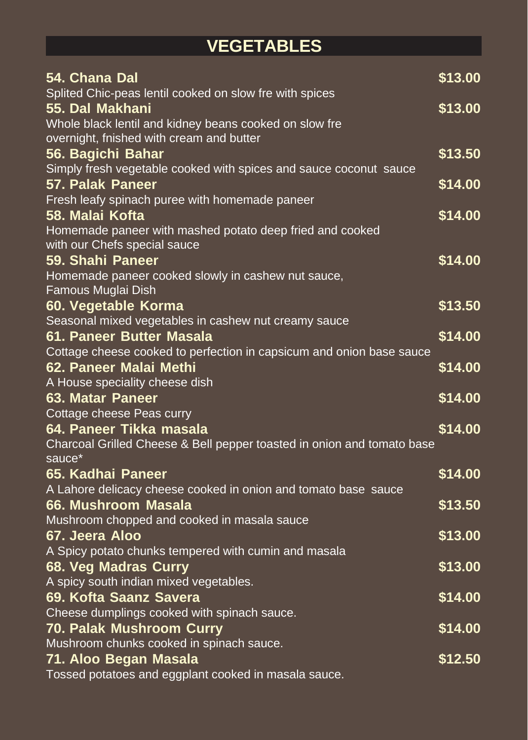# VEGETABLES

**54. Chana Dal** **$13.00**
Splited Chic-peas lentil cooked on slow fre with spices

**55. Dal Makhani** **$13.00**
Whole black lentil and kidney beans cooked on slow fre overnight, fnished with cream and butter

**56. Bagichi Bahar** **$13.50**
Simply fresh vegetable cooked with spices and sauce coconut sauce

**57. Palak Paneer** **$14.00**
Fresh leafy spinach puree with homemade paneer

**58. Malai Kofta** **$14.00**
Homemade paneer with mashed potato deep fried and cooked with our Chefs special sauce

**59. Shahi Paneer** **$14.00**
Homemade paneer cooked slowly in cashew nut sauce, Famous Muglai Dish

**60. Vegetable Korma** **$13.50**
Seasonal mixed vegetables in cashew nut creamy sauce

**61. Paneer Butter Masala** **$14.00**
Cottage cheese cooked to perfection in capsicum and onion base sauce

**62. Paneer Malai Methi** **$14.00**
A House speciality cheese dish

**63. Matar Paneer** **$14.00**
Cottage cheese Peas curry

**64. Paneer Tikka masala** **$14.00**
Charcoal Grilled Cheese & Bell pepper toasted in onion and tomato base sauce*

**65. Kadhai Paneer** **$14.00**
A Lahore delicacy cheese cooked in onion and tomato base sauce

**66. Mushroom Masala** **$13.50**
Mushroom chopped and cooked in masala sauce

**67. Jeera Aloo** **$13.00**
A Spicy potato chunks tempered with cumin and masala

**68. Veg Madras Curry** **$13.00**
A spicy south indian mixed vegetables.

**69. Kofta Saanz Savera** **$14.00**
Cheese dumplings cooked with spinach sauce.

**70. Palak Mushroom Curry** **$14.00**
Mushroom chunks cooked in spinach sauce.

**71. Aloo Began Masala** **$12.50**
Tossed potatoes and eggplant cooked in masala sauce.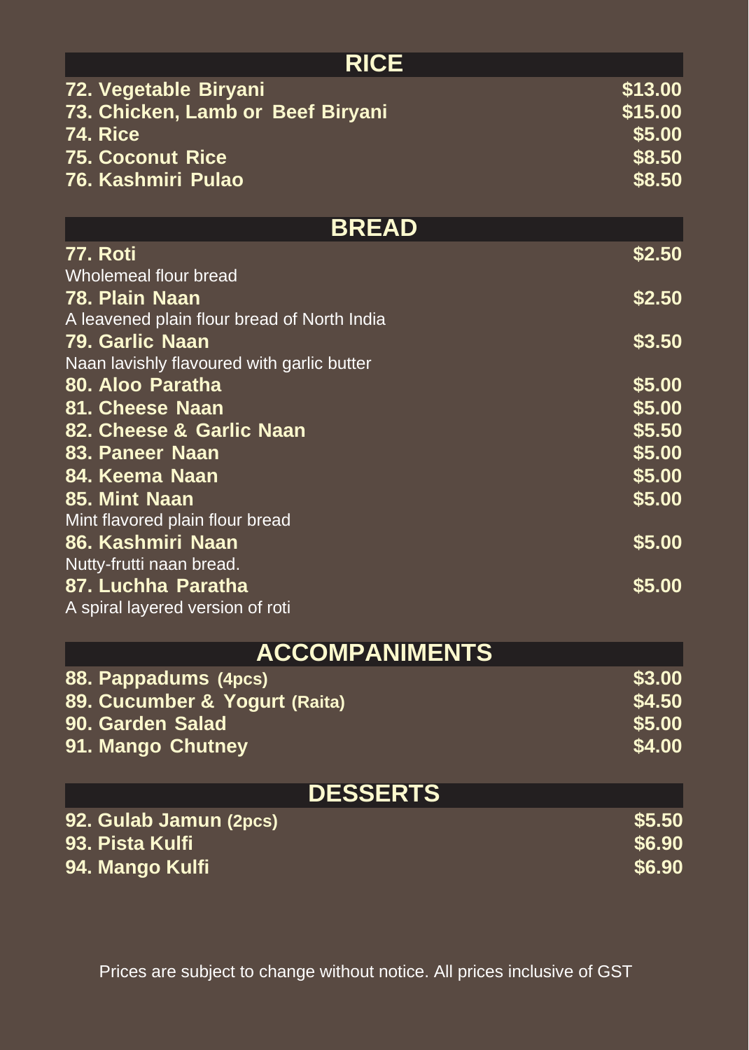## RICE

| Item | Price |
|---|---|
| **72. Vegetable Biryani** | **$13.00** |
| **73. Chicken, Lamb or Beef Biryani** | **$15.00** |
| **74. Rice** | **$5.00** |
| **75. Coconut Rice** | **$8.50** |
| **76. Kashmiri Pulao** | **$8.50** |

## BREAD

| Item | Price |
|---|---|
| **77. Roti**<br>Wholemeal flour bread | **$2.50** |
| **78. Plain Naan**<br>A leavened plain flour bread of North India | **$2.50** |
| **79. Garlic Naan**<br>Naan lavishly flavoured with garlic butter | **$3.50** |
| **80. Aloo Paratha** | **$5.00** |
| **81. Cheese Naan** | **$5.00** |
| **82. Cheese & Garlic Naan** | **$5.50** |
| **83. Paneer Naan** | **$5.00** |
| **84. Keema Naan** | **$5.00** |
| **85. Mint Naan**<br>Mint flavored plain flour bread | **$5.00** |
| **86. Kashmiri Naan**<br>Nutty-frutti naan bread. | **$5.00** |
| **87. Luchha Paratha**<br>A spiral layered version of roti | **$5.00** |

## ACCOMPANIMENTS

| Item | Price |
|---|---|
| **88. Pappadums (4pcs)** | **$3.00** |
| **89. Cucumber & Yogurt (Raita)** | **$4.50** |
| **90. Garden Salad** | **$5.00** |
| **91. Mango Chutney** | **$4.00** |

## DESSERTS

| Item | Price |
|---|---|
| **92. Gulab Jamun (2pcs)** | **$5.50** |
| **93. Pista Kulfi** | **$6.90** |
| **94. Mango Kulfi** | **$6.90** |

Prices are subject to change without notice. All prices inclusive of GST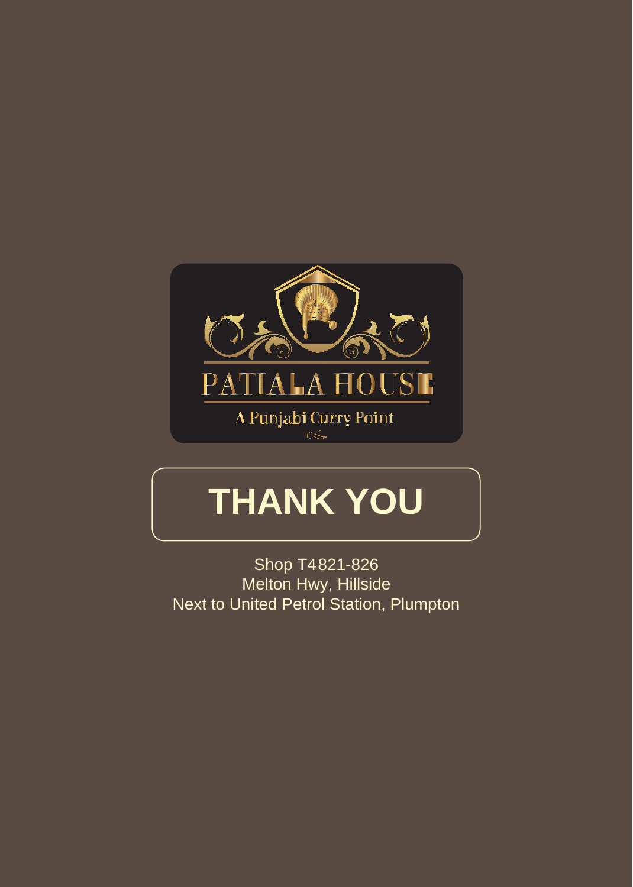PATIALA HOUSE

A Punjabi Curry Point

# THANK YOU

Shop T4 821-826
Melton Hwy, Hillside
Next to United Petrol Station, Plumpton